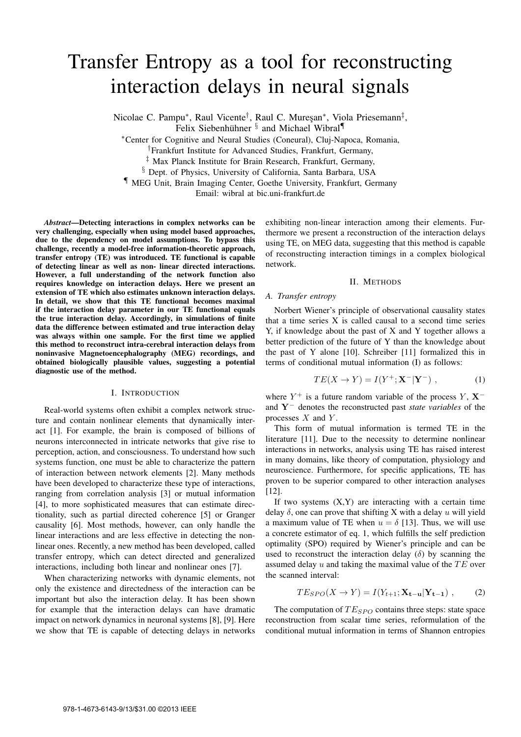# Transfer Entropy as a tool for reconstructing interaction delays in neural signals

Nicolae C. Pampu*, Raul Vicente†, Raul C. Mureşan*, Viola Priesemann‡, Felix Siebenhühner § and Michael Wibral¶

*Center for Cognitive and Neural Studies (Coneural), Cluj-Napoca, Romania,
†Frankfurt Institute for Advanced Studies, Frankfurt, Germany,
‡ Max Planck Institute for Brain Research, Frankfurt, Germany,
§ Dept. of Physics, University of California, Santa Barbara, USA
¶ MEG Unit, Brain Imaging Center, Goethe University, Frankfurt, Germany
Email: wibral at bic.uni-frankfurt.de

***Abstract*—Detecting interactions in complex networks can be very challenging, especially when using model based approaches, due to the dependency on model assumptions. To bypass this challenge, recently a model-free information-theoretic approach, transfer entropy (TE) was introduced. TE functional is capable of detecting linear as well as non- linear directed interactions. However, a full understanding of the network function also requires knowledge on interaction delays. Here we present an extension of TE which also estimates unknown interaction delays. In detail, we show that this TE functional becomes maximal if the interaction delay parameter in our TE functional equals the true interaction delay. Accordingly, in simulations of finite data the difference between estimated and true interaction delay was always within one sample. For the first time we applied this method to reconstruct intra-cerebral interaction delays from noninvasive Magnetoencephalography (MEG) recordings, and obtained biologically plausible values, suggesting a potential diagnostic use of the method.**

## I. Introduction

Real-world systems often exhibit a complex network structure and contain nonlinear elements that dynamically interact [1]. For example, the brain is composed of billions of neurons interconnected in intricate networks that give rise to perception, action, and consciousness. To understand how such systems function, one must be able to characterize the pattern of interaction between network elements [2]. Many methods have been developed to characterize these type of interactions, ranging from correlation analysis [3] or mutual information [4], to more sophisticated measures that can estimate directionality, such as partial directed coherence [5] or Granger causality [6]. Most methods, however, can only handle the linear interactions and are less effective in detecting the nonlinear ones. Recently, a new method has been developed, called transfer entropy, which can detect directed and generalized interactions, including both linear and nonlinear ones [7].

When characterizing networks with dynamic elements, not only the existence and directedness of the interaction can be important but also the interaction delay. It has been shown for example that the interaction delays can have dramatic impact on network dynamics in neuronal systems [8], [9]. Here we show that TE is capable of detecting delays in networks exhibiting non-linear interaction among their elements. Furthermore we present a reconstruction of the interaction delays using TE, on MEG data, suggesting that this method is capable of reconstructing interaction timings in a complex biological network.

## II. Methods

### A. Transfer entropy

Norbert Wiener's principle of observational causality states that a time series X is called causal to a second time series Y, if knowledge about the past of X and Y together allows a better prediction of the future of Y than the knowledge about the past of Y alone [10]. Schreiber [11] formalized this in terms of conditional mutual information (I) as follows:

$$TE(X \rightarrow Y) = I(Y^{+}; \mathbf{X}^{-}|\mathbf{Y}^{-}) \ , \qquad (1)$$

where $Y^{+}$ is a future random variable of the process $Y$, $\mathbf{X}^{-}$ and $\mathbf{Y}^{-}$ denotes the reconstructed past *state variables* of the processes $X$ and $Y$.

This form of mutual information is termed TE in the literature [11]. Due to the necessity to determine nonlinear interactions in networks, analysis using TE has raised interest in many domains, like theory of computation, physiology and neuroscience. Furthermore, for specific applications, TE has proven to be superior compared to other interaction analyses [12].

If two systems (X,Y) are interacting with a certain time delay $\delta$, one can prove that shifting X with a delay $u$ will yield a maximum value of TE when $u = \delta$ [13]. Thus, we will use a concrete estimator of eq. 1, which fulfills the self prediction optimality (SPO) required by Wiener's principle and can be used to reconstruct the interaction delay ($\delta$) by scanning the assumed delay $u$ and taking the maximal value of the $TE$ over the scanned interval:

$$TE_{SPO}(X \rightarrow Y) = I(Y_{t+1}; \mathbf{X_{t-u}}|\mathbf{Y_{t-1}}) \ , \qquad (2)$$

The computation of $TE_{SPO}$ contains three steps: state space reconstruction from scalar time series, reformulation of the conditional mutual information in terms of Shannon entropies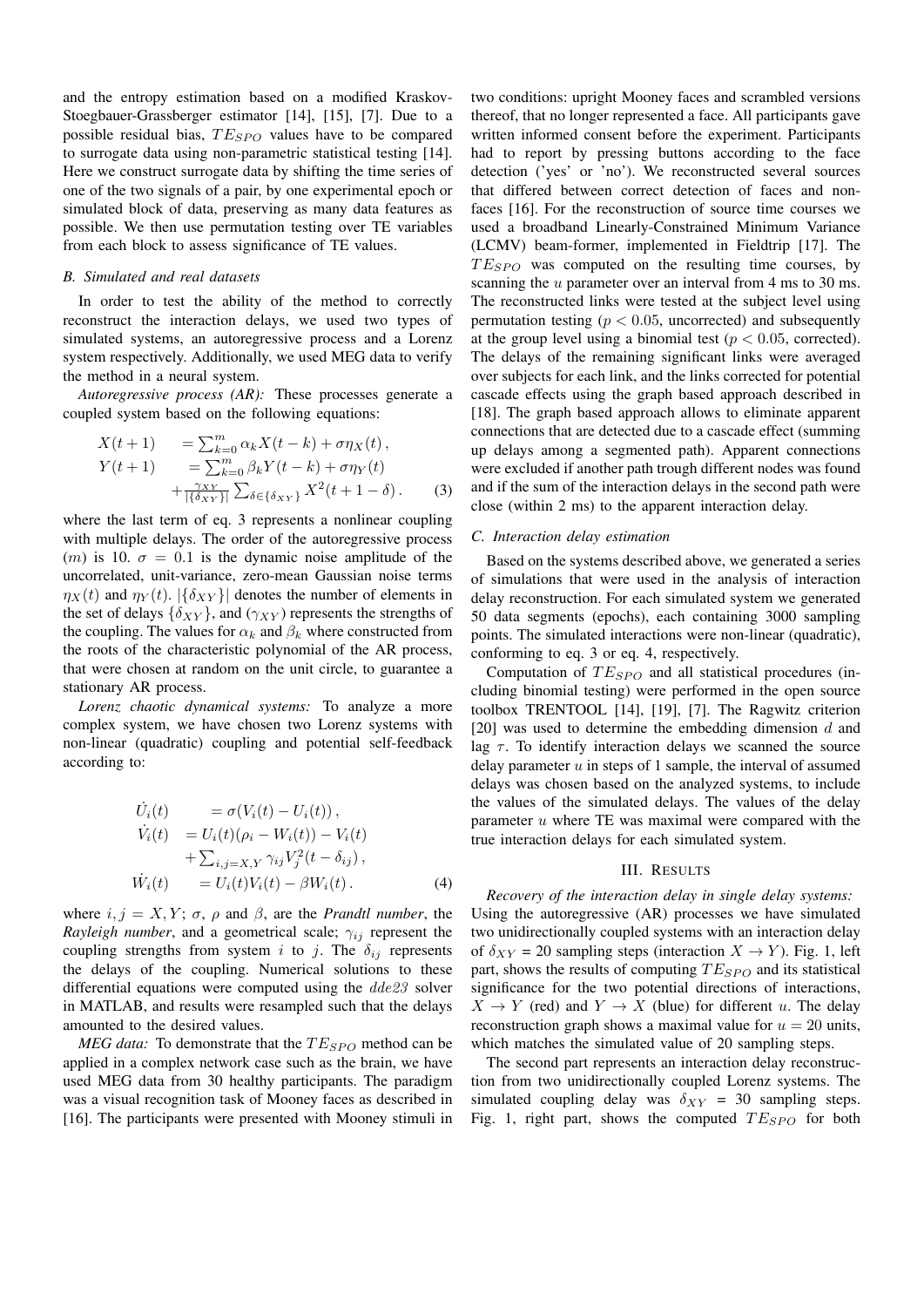and the entropy estimation based on a modified Kraskov-Stoegbauer-Grassberger estimator [14], [15], [7]. Due to a possible residual bias, $TE_{SPO}$ values have to be compared to surrogate data using non-parametric statistical testing [14]. Here we construct surrogate data by shifting the time series of one of the two signals of a pair, by one experimental epoch or simulated block of data, preserving as many data features as possible. We then use permutation testing over TE variables from each block to assess significance of TE values.

### *B. Simulated and real datasets*

In order to test the ability of the method to correctly reconstruct the interaction delays, we used two types of simulated systems, an autoregressive process and a Lorenz system respectively. Additionally, we used MEG data to verify the method in a neural system.

*Autoregressive process (AR):* These processes generate a coupled system based on the following equations:

$$
\begin{aligned}
X(t+1) \quad &= \textstyle\sum_{k=0}^{m} \alpha_k X(t-k) + \sigma \eta_X(t)\,, \\
Y(t+1) \quad &= \textstyle\sum_{k=0}^{m} \beta_k Y(t-k) + \sigma \eta_Y(t) \\
&+ \tfrac{\gamma_{XY}}{|\{\delta_{XY}\}|} \textstyle\sum_{\delta \in \{\delta_{XY}\}} X^2(t+1-\delta)\,. \qquad (3)
\end{aligned}
$$

where the last term of eq. 3 represents a nonlinear coupling with multiple delays. The order of the autoregressive process ($m$) is 10. $\sigma = 0.1$ is the dynamic noise amplitude of the uncorrelated, unit-variance, zero-mean Gaussian noise terms $\eta_X(t)$ and $\eta_Y(t)$. $|\{\delta_{XY}\}|$ denotes the number of elements in the set of delays $\{\delta_{XY}\}$, and ($\gamma_{XY}$) represents the strengths of the coupling. The values for $\alpha_k$ and $\beta_k$ where constructed from the roots of the characteristic polynomial of the AR process, that were chosen at random on the unit circle, to guarantee a stationary AR process.

*Lorenz chaotic dynamical systems:* To analyze a more complex system, we have chosen two Lorenz systems with non-linear (quadratic) coupling and potential self-feedback according to:

$$
\begin{aligned}
\dot{U}_i(t) \quad &= \sigma(V_i(t) - U_i(t))\,, \\
\dot{V}_i(t) \quad &= U_i(t)(\rho_i - W_i(t)) - V_i(t) \\
&+ \textstyle\sum_{i,j=X,Y} \gamma_{ij} V_j^2(t-\delta_{ij})\,, \\
\dot{W}_i(t) \quad &= U_i(t)V_i(t) - \beta W_i(t)\,. \qquad (4)
\end{aligned}
$$

where $i, j = X, Y$; $\sigma$, $\rho$ and $\beta$, are the *Prandtl number*, the *Rayleigh number*, and a geometrical scale; $\gamma_{ij}$ represent the coupling strengths from system $i$ to $j$. The $\delta_{ij}$ represents the delays of the coupling. Numerical solutions to these differential equations were computed using the $dde23$ solver in MATLAB, and results were resampled such that the delays amounted to the desired values.

*MEG data:* To demonstrate that the $TE_{SPO}$ method can be applied in a complex network case such as the brain, we have used MEG data from 30 healthy participants. The paradigm was a visual recognition task of Mooney faces as described in [16]. The participants were presented with Mooney stimuli in two conditions: upright Mooney faces and scrambled versions thereof, that no longer represented a face. All participants gave written informed consent before the experiment. Participants had to report by pressing buttons according to the face detection ('yes' or 'no'). We reconstructed several sources that differed between correct detection of faces and non-faces [16]. For the reconstruction of source time courses we used a broadband Linearly-Constrained Minimum Variance (LCMV) beam-former, implemented in Fieldtrip [17]. The $TE_{SPO}$ was computed on the resulting time courses, by scanning the $u$ parameter over an interval from 4 ms to 30 ms. The reconstructed links were tested at the subject level using permutation testing ($p < 0.05$, uncorrected) and subsequently at the group level using a binomial test ($p < 0.05$, corrected). The delays of the remaining significant links were averaged over subjects for each link, and the links corrected for potential cascade effects using the graph based approach described in [18]. The graph based approach allows to eliminate apparent connections that are detected due to a cascade effect (summing up delays among a segmented path). Apparent connections were excluded if another path trough different nodes was found and if the sum of the interaction delays in the second path were close (within 2 ms) to the apparent interaction delay.

### *C. Interaction delay estimation*

Based on the systems described above, we generated a series of simulations that were used in the analysis of interaction delay reconstruction. For each simulated system we generated 50 data segments (epochs), each containing 3000 sampling points. The simulated interactions were non-linear (quadratic), conforming to eq. 3 or eq. 4, respectively.

Computation of $TE_{SPO}$ and all statistical procedures (including binomial testing) were performed in the open source toolbox TRENTOOL [14], [19], [7]. The Ragwitz criterion [20] was used to determine the embedding dimension $d$ and lag $\tau$. To identify interaction delays we scanned the source delay parameter $u$ in steps of 1 sample, the interval of assumed delays was chosen based on the analyzed systems, to include the values of the simulated delays. The values of the delay parameter $u$ where TE was maximal were compared with the true interaction delays for each simulated system.

## III. RESULTS

*Recovery of the interaction delay in single delay systems:* Using the autoregressive (AR) processes we have simulated two unidirectionally coupled systems with an interaction delay of $\delta_{XY}$ = 20 sampling steps (interaction $X \rightarrow Y$). Fig. 1, left part, shows the results of computing $TE_{SPO}$ and its statistical significance for the two potential directions of interactions, $X \rightarrow Y$ (red) and $Y \rightarrow X$ (blue) for different $u$. The delay reconstruction graph shows a maximal value for $u = 20$ units, which matches the simulated value of 20 sampling steps.

The second part represents an interaction delay reconstruction from two unidirectionally coupled Lorenz systems. The simulated coupling delay was $\delta_{XY}$ = 30 sampling steps. Fig. 1, right part, shows the computed $TE_{SPO}$ for both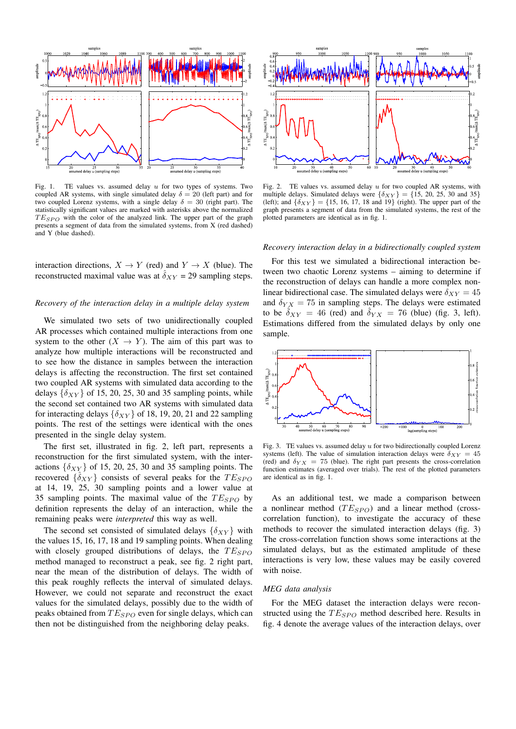Fig. 1. TE values vs. assumed delay $u$ for two types of systems. Two coupled AR systems, with single simulated delay $\delta = 20$ (left part) and for two coupled Lorenz systems, with a single delay $\delta = 30$ (right part). The statistically significant values are marked with asterisks above the normalized $TE_{SPO}$ with the color of the analyzed link. The upper part of the graph presents a segment of data from the simulated systems, from X (red dashed) and Y (blue dashed).

Fig. 2. TE values vs. assumed delay $u$ for two coupled AR systems, with multiple delays. Simulated delays were $\{\delta_{XY}\} = \{15, 20, 25, 30$ and $35\}$ (left); and $\{\delta_{XY}\} = \{15, 16, 17, 18$ and $19\}$ (right). The upper part of the graph presents a segment of data from the simulated systems, the rest of the plotted parameters are identical as in fig. 1.

interaction directions, $X \rightarrow Y$ (red) and $Y \rightarrow X$ (blue). The reconstructed maximal value was at $\hat{\delta}_{XY} = 29$ sampling steps.

*Recovery of the interaction delay in a multiple delay system*

We simulated two sets of two unidirectionally coupled AR processes which contained multiple interactions from one system to the other ($X \rightarrow Y$). The aim of this part was to analyze how multiple interactions will be reconstructed and to see how the distance in samples between the interaction delays is affecting the reconstruction. The first set contained two coupled AR systems with simulated data according to the delays $\{\delta_{XY}\}$ of 15, 20, 25, 30 and 35 sampling points, while the second set contained two AR systems with simulated data for interacting delays $\{\delta_{XY}\}$ of 18, 19, 20, 21 and 22 sampling points. The rest of the settings were identical with the ones presented in the single delay system.

The first set, illustrated in fig. 2, left part, represents a reconstruction for the first simulated system, with the interactions $\{\delta_{XY}\}$ of 15, 20, 25, 30 and 35 sampling points. The recovered $\{\hat{\delta}_{XY}\}$ consists of several peaks for the $TE_{SPO}$ at 14, 19, 25, 30 sampling points and a lower value at 35 sampling points. The maximal value of the $TE_{SPO}$ by definition represents the delay of an interaction, while the remaining peaks were *interpreted* this way as well.

The second set consisted of simulated delays $\{\delta_{XY}\}$ with the values 15, 16, 17, 18 and 19 sampling points. When dealing with closely grouped distributions of delays, the $TE_{SPO}$ method managed to reconstruct a peak, see fig. 2 right part, near the mean of the distribution of delays. The width of this peak roughly reflects the interval of simulated delays. However, we could not separate and reconstruct the exact values for the simulated delays, possibly due to the width of peaks obtained from $TE_{SPO}$ even for single delays, which can then not be distinguished from the neighboring delay peaks.

*Recovery interaction delay in a bidirectionally coupled system*

For this test we simulated a bidirectional interaction between two chaotic Lorenz systems – aiming to determine if the reconstruction of delays can handle a more complex nonlinear bidirectional case. The simulated delays were $\delta_{XY} = 45$ and $\delta_{YX} = 75$ in sampling steps. The delays were estimated to be $\hat{\delta}_{XY} = 46$ (red) and $\hat{\delta}_{YX} = 76$ (blue) (fig. 3, left). Estimations differed from the simulated delays by only one sample.

Fig. 3. TE values vs. assumed delay $u$ for two bidirectionally coupled Lorenz systems (left). The value of simulation interaction delays were $\delta_{XY} = 45$ (red) and $\delta_{YX} = 75$ (blue). The right part presents the cross-correlation function estimates (averaged over trials). The rest of the plotted parameters are identical as in fig. 1.

As an additional test, we made a comparison between a nonlinear method ($TE_{SPO}$) and a linear method (cross-correlation function), to investigate the accuracy of these methods to recover the simulated interaction delays (fig. 3) The cross-correlation function shows some interactions at the simulated delays, but as the estimated amplitude of these interactions is very low, these values may be easily covered with noise.

*MEG data analysis*

For the MEG dataset the interaction delays were reconstructed using the $TE_{SPO}$ method described here. Results in fig. 4 denote the average values of the interaction delays, over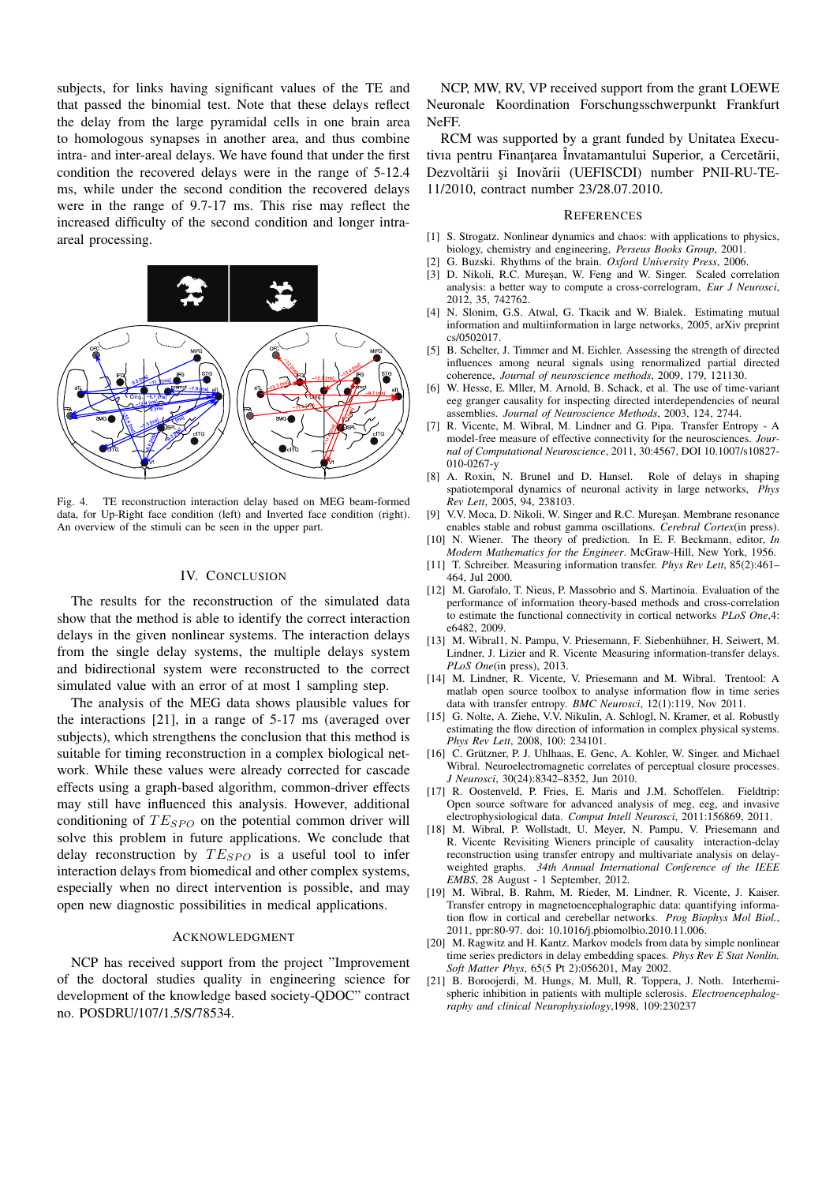subjects, for links having significant values of the TE and that passed the binomial test. Note that these delays reflect the delay from the large pyramidal cells in one brain area to homologous synapses in another area, and thus combine intra- and inter-areal delays. We have found that under the first condition the recovered delays were in the range of 5-12.4 ms, while under the second condition the recovered delays were in the range of 9.7-17 ms. This rise may reflect the increased difficulty of the second condition and longer intra-areal processing.

Fig. 4. TE reconstruction interaction delay based on MEG beam-formed data, for Up-Right face condition (left) and Inverted face condition (right). An overview of the stimuli can be seen in the upper part.

## IV. Conclusion

The results for the reconstruction of the simulated data show that the method is able to identify the correct interaction delays in the given nonlinear systems. The interaction delays from the single delay systems, the multiple delays system and bidirectional system were reconstructed to the correct simulated value with an error of at most 1 sampling step.

The analysis of the MEG data shows plausible values for the interactions [21], in a range of 5-17 ms (averaged over subjects), which strengthens the conclusion that this method is suitable for timing reconstruction in a complex biological network. While these values were already corrected for cascade effects using a graph-based algorithm, common-driver effects may still have influenced this analysis. However, additional conditioning of $TE_{SPO}$ on the potential common driver will solve this problem in future applications. We conclude that delay reconstruction by $TE_{SPO}$ is a useful tool to infer interaction delays from biomedical and other complex systems, especially when no direct intervention is possible, and may open new diagnostic possibilities in medical applications.

## Acknowledgment

NCP has received support from the project "Improvement of the doctoral studies quality in engineering science for development of the knowledge based society-QDOC" contract no. POSDRU/107/1.5/S/78534.

NCP, MW, RV, VP received support from the grant LOEWE Neuronale Koordination Forschungsschwerpunkt Frankfurt NeFF.

RCM was supported by a grant funded by Unitatea Executivıa pentru Finanţarea Învatamantului Superior, a Cercetării, Dezvoltării şi Inovării (UEFISCDI) number PNII-RU-TE-11/2010, contract number 23/28.07.2010.

## References

[1] S. Strogatz. Nonlinear dynamics and chaos: with applications to physics, biology, chemistry and engineering, *Perseus Books Group*, 2001.

[2] G. Buzski. Rhythms of the brain. *Oxford University Press*, 2006.

[3] D. Nikoli, R.C. Mureşan, W. Feng and W. Singer. Scaled correlation analysis: a better way to compute a cross-correlogram, *Eur J Neurosci*, 2012, 35, 742762.

[4] N. Slonim, G.S. Atwal, G. Tkacik and W. Bialek. Estimating mutual information and multiinformation in large networks, 2005, arXiv preprint cs/0502017.

[5] B. Schelter, J. Timmer and M. Eichler. Assessing the strength of directed influences among neural signals using renormalized partial directed coherence, *Journal of neuroscience methods*, 2009, 179, 121130.

[6] W. Hesse, E. Mller, M. Arnold, B. Schack, et al. The use of time-variant eeg granger causality for inspecting directed interdependencies of neural assemblies. *Journal of Neuroscience Methods*, 2003, 124, 2744.

[7] R. Vicente, M. Wibral, M. Lindner and G. Pipa. Transfer Entropy - A model-free measure of effective connectivity for the neurosciences. *Journal of Computational Neuroscience*, 2011, 30:4567, DOI 10.1007/s10827-010-0267-y

[8] A. Roxin, N. Brunel and D. Hansel. Role of delays in shaping spatiotemporal dynamics of neuronal activity in large networks, *Phys Rev Lett*, 2005, 94, 238103.

[9] V.V. Moca, D. Nikoli, W. Singer and R.C. Mureşan. Membrane resonance enables stable and robust gamma oscillations. *Cerebral Cortex*(in press).

[10] N. Wiener. The theory of prediction. In E. F. Beckmann, editor, *In Modern Mathematics for the Engineer*. McGraw-Hill, New York, 1956.

[11] T. Schreiber. Measuring information transfer. *Phys Rev Lett*, 85(2):461–464, Jul 2000.

[12] M. Garofalo, T. Nieus, P. Massobrio and S. Martinoia. Evaluation of the performance of information theory-based methods and cross-correlation to estimate the functional connectivity in cortical networks *PLoS One*,4: e6482, 2009.

[13] M. Wibral1, N. Pampu, V. Priesemann, F. Siebenhühner, H. Seiwert, M. Lindner, J. Lizier and R. Vicente Measuring information-transfer delays. *PLoS One*(in press), 2013.

[14] M. Lindner, R. Vicente, V. Priesemann and M. Wibral. Trentool: A matlab open source toolbox to analyse information flow in time series data with transfer entropy. *BMC Neurosci*, 12(1):119, Nov 2011.

[15] G. Nolte, A. Ziehe, V.V. Nikulin, A. Schlogl, N. Kramer, et al. Robustly estimating the flow direction of information in complex physical systems. *Phys Rev Lett*, 2008, 100: 234101.

[16] C. Grützner, P. J. Uhlhaas, E. Genc, A. Kohler, W. Singer. and Michael Wibral. Neuroelectromagnetic correlates of perceptual closure processes. *J Neurosci*, 30(24):8342–8352, Jun 2010.

[17] R. Oostenveld, P. Fries, E. Maris and J.M. Schoffelen. Fieldtrip: Open source software for advanced analysis of meg, eeg, and invasive electrophysiological data. *Comput Intell Neurosci*, 2011:156869, 2011.

[18] M. Wibral, P. Wollstadt, U. Meyer, N. Pampu, V. Priesemann and R. Vicente Revisiting Wieners principle of causality interaction-delay reconstruction using transfer entropy and multivariate analysis on delay-weighted graphs. *34th Annual International Conference of the IEEE EMBS*, 28 August - 1 September, 2012.

[19] M. Wibral, B. Rahm, M. Rieder, M. Lindner, R. Vicente, J. Kaiser. Transfer entropy in magnetoencephalographic data: quantifying information flow in cortical and cerebellar networks. *Prog Biophys Mol Biol.*, 2011, ppr:80-97. doi: 10.1016/j.pbiomolbio.2010.11.006.

[20] M. Ragwitz and H. Kantz. Markov models from data by simple nonlinear time series predictors in delay embedding spaces. *Phys Rev E Stat Nonlin. Soft Matter Phys*, 65(5 Pt 2):056201, May 2002.

[21] B. Boroojerdi, M. Hungs, M. Mull, R. Toppera, J. Noth. Interhemispheric inhibition in patients with multiple sclerosis. *Electroencephalography and clinical Neurophysiology*,1998, 109:230237